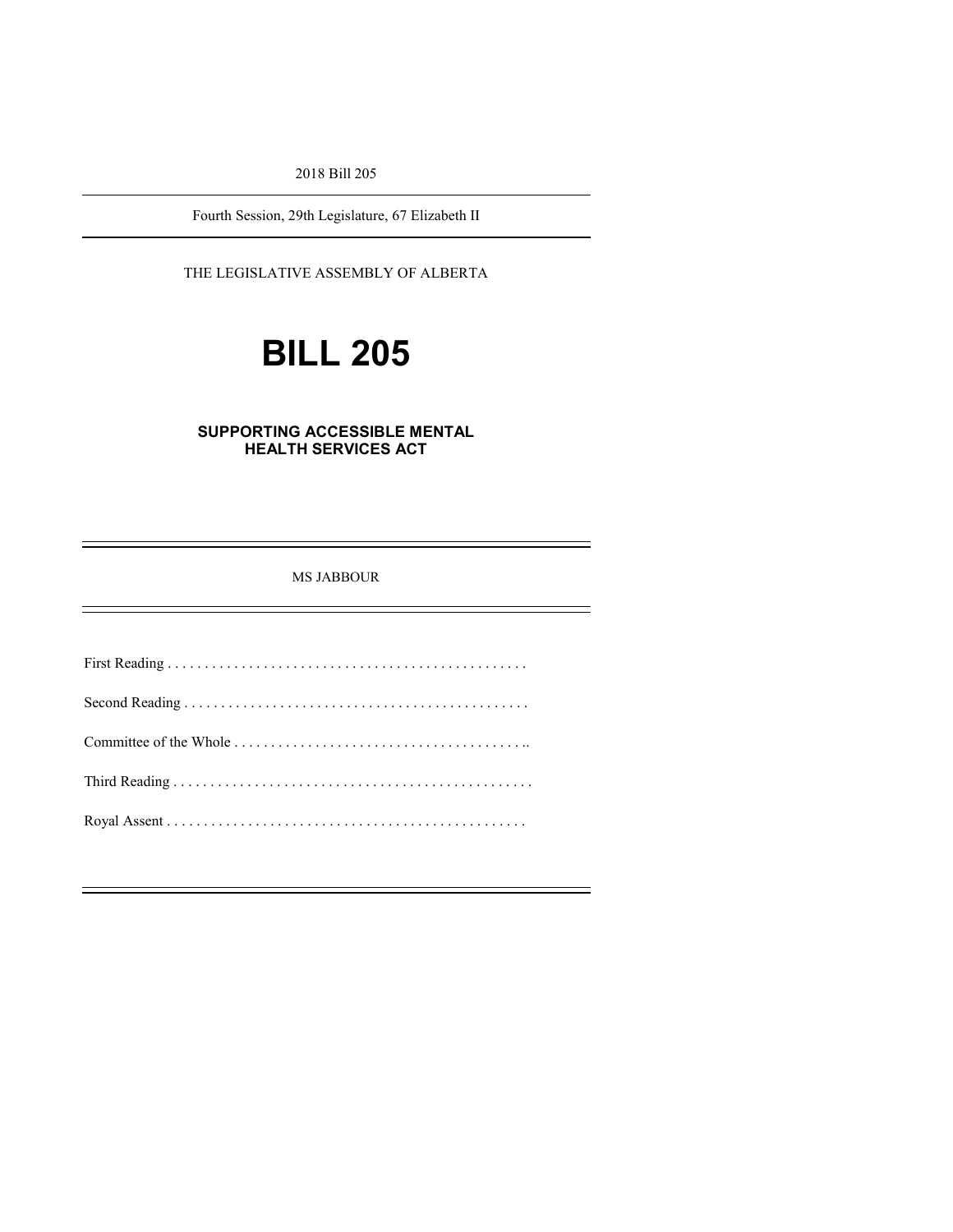2018 Bill 205

Fourth Session, 29th Legislature, 67 Elizabeth II

THE LEGISLATIVE ASSEMBLY OF ALBERTA

# BILL 205

## SUPPORTING ACCESSIBLE MENTAL HEALTH SERVICES ACT

MS JABBOUR

First Reading . . . . . . . . . . . . . . . . . . . . . . . . . . . . . . . . . . . . . . . . . . . . . . . . .

Second Reading . . . . . . . . . . . . . . . . . . . . . . . . . . . . . . . . . . . . . . . . . . . . . . .

Committee of the Whole . . . . . . . . . . . . . . . . . . . . . . . . . . . . . . . . . . . . . . . ..

Third Reading . . . . . . . . . . . . . . . . . . . . . . . . . . . . . . . . . . . . . . . . . . . . . . . . .

Royal Assent . . . . . . . . . . . . . . . . . . . . . . . . . . . . . . . . . . . . . . . . . . . . . . . . .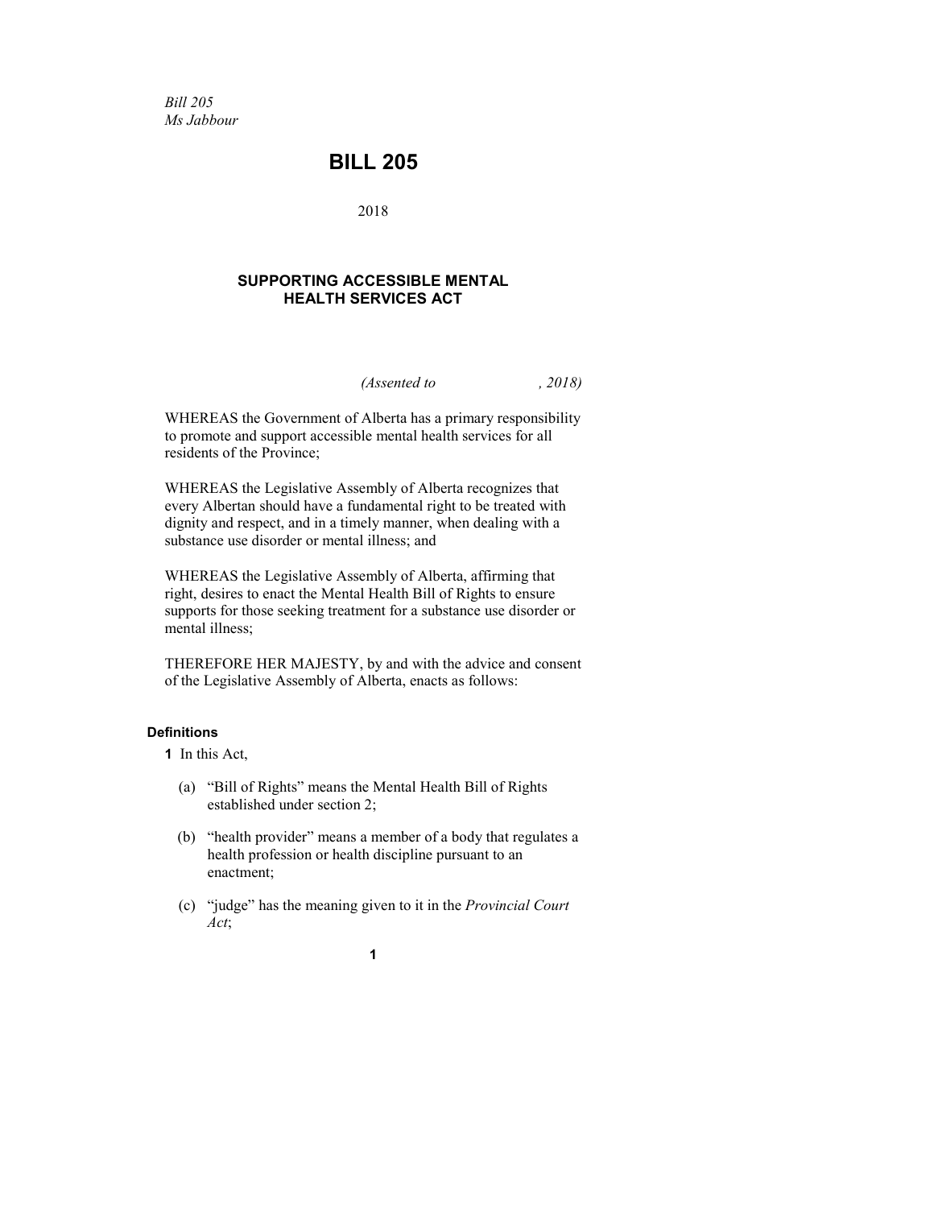*Bill 205*
*Ms Jabbour*

# BILL 205

2018

## SUPPORTING ACCESSIBLE MENTAL HEALTH SERVICES ACT

*(Assented to , 2018)*

WHEREAS the Government of Alberta has a primary responsibility to promote and support accessible mental health services for all residents of the Province;

WHEREAS the Legislative Assembly of Alberta recognizes that every Albertan should have a fundamental right to be treated with dignity and respect, and in a timely manner, when dealing with a substance use disorder or mental illness; and

WHEREAS the Legislative Assembly of Alberta, affirming that right, desires to enact the Mental Health Bill of Rights to ensure supports for those seeking treatment for a substance use disorder or mental illness;

THEREFORE HER MAJESTY, by and with the advice and consent of the Legislative Assembly of Alberta, enacts as follows:

**Definitions**

**1** In this Act,

(a) "Bill of Rights" means the Mental Health Bill of Rights established under section 2;

(b) "health provider" means a member of a body that regulates a health profession or health discipline pursuant to an enactment;

(c) "judge" has the meaning given to it in the *Provincial Court Act*;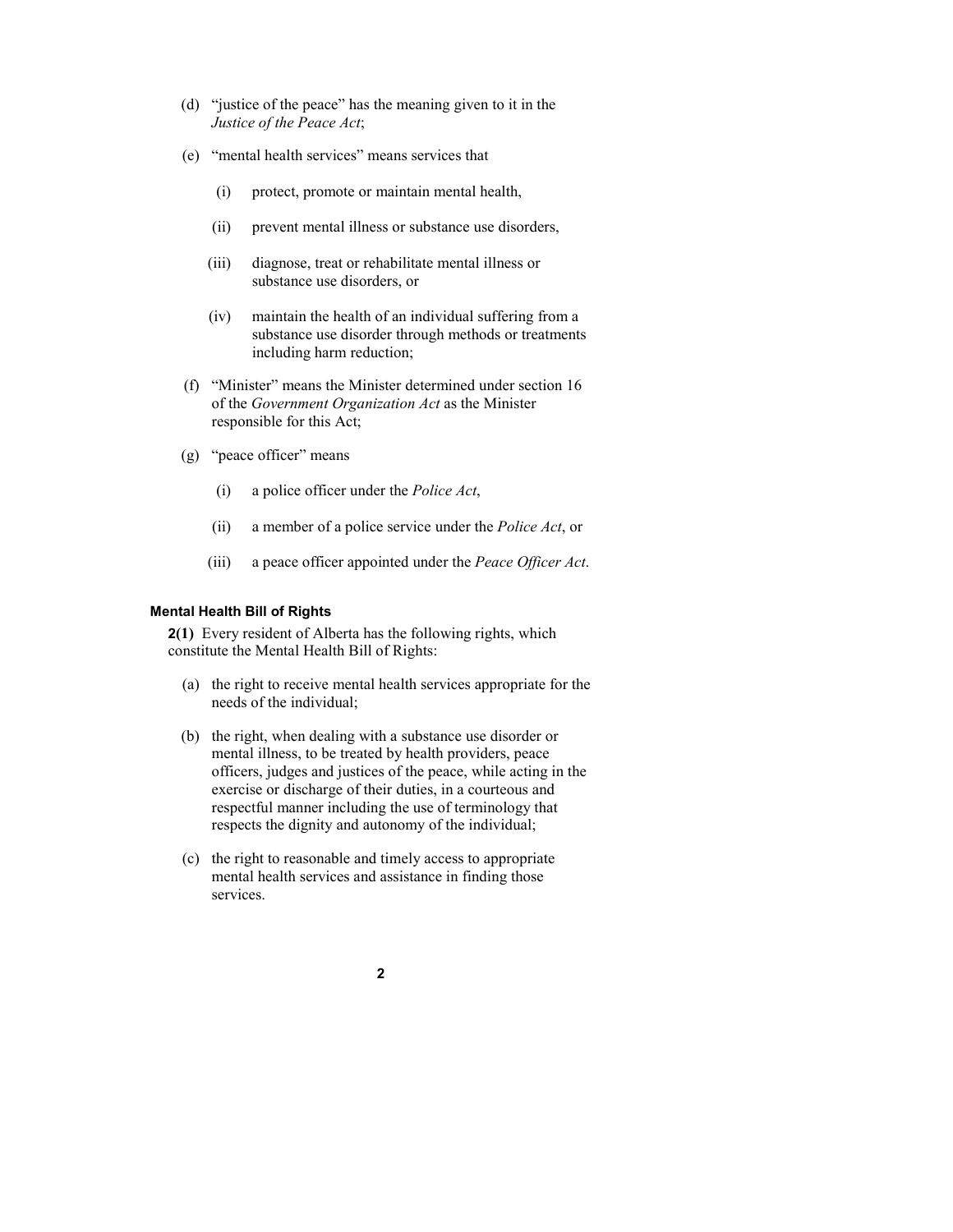(d) "justice of the peace" has the meaning given to it in the *Justice of the Peace Act*;

(e) "mental health services" means services that

  (i) protect, promote or maintain mental health,

  (ii) prevent mental illness or substance use disorders,

  (iii) diagnose, treat or rehabilitate mental illness or substance use disorders, or

  (iv) maintain the health of an individual suffering from a substance use disorder through methods or treatments including harm reduction;

(f) "Minister" means the Minister determined under section 16 of the *Government Organization Act* as the Minister responsible for this Act;

(g) "peace officer" means

  (i) a police officer under the *Police Act*,

  (ii) a member of a police service under the *Police Act*, or

  (iii) a peace officer appointed under the *Peace Officer Act*.

**Mental Health Bill of Rights**

**2(1)** Every resident of Alberta has the following rights, which constitute the Mental Health Bill of Rights:

(a) the right to receive mental health services appropriate for the needs of the individual;

(b) the right, when dealing with a substance use disorder or mental illness, to be treated by health providers, peace officers, judges and justices of the peace, while acting in the exercise or discharge of their duties, in a courteous and respectful manner including the use of terminology that respects the dignity and autonomy of the individual;

(c) the right to reasonable and timely access to appropriate mental health services and assistance in finding those services.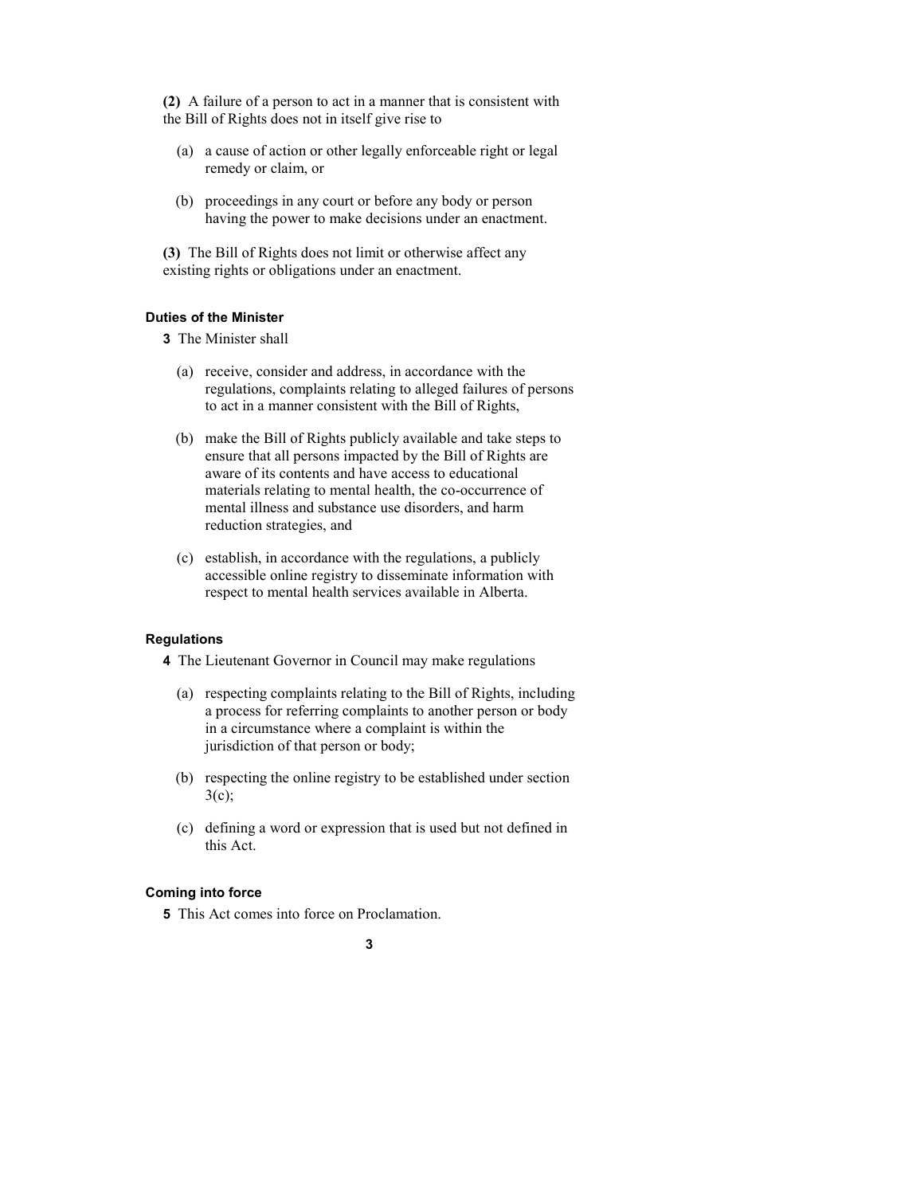**(2)** A failure of a person to act in a manner that is consistent with the Bill of Rights does not in itself give rise to

(a) a cause of action or other legally enforceable right or legal remedy or claim, or

(b) proceedings in any court or before any body or person having the power to make decisions under an enactment.

**(3)** The Bill of Rights does not limit or otherwise affect any existing rights or obligations under an enactment.

#### Duties of the Minister

**3** The Minister shall

(a) receive, consider and address, in accordance with the regulations, complaints relating to alleged failures of persons to act in a manner consistent with the Bill of Rights,

(b) make the Bill of Rights publicly available and take steps to ensure that all persons impacted by the Bill of Rights are aware of its contents and have access to educational materials relating to mental health, the co-occurrence of mental illness and substance use disorders, and harm reduction strategies, and

(c) establish, in accordance with the regulations, a publicly accessible online registry to disseminate information with respect to mental health services available in Alberta.

#### Regulations

**4** The Lieutenant Governor in Council may make regulations

(a) respecting complaints relating to the Bill of Rights, including a process for referring complaints to another person or body in a circumstance where a complaint is within the jurisdiction of that person or body;

(b) respecting the online registry to be established under section 3(c);

(c) defining a word or expression that is used but not defined in this Act.

#### Coming into force

**5** This Act comes into force on Proclamation.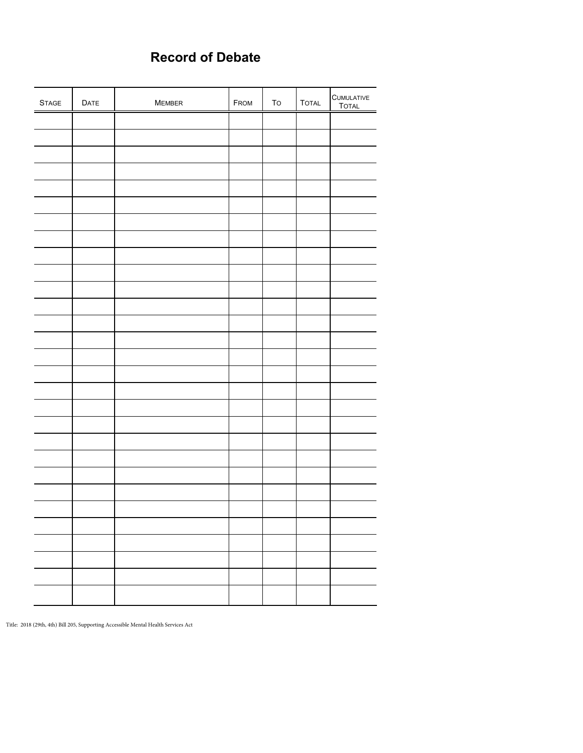# Record of Debate

| Stage | Date | Member | From | To | Total | Cumulative Total |
|---|---|---|---|---|---|---|
| | | | | | | |
| | | | | | | |
| | | | | | | |
| | | | | | | |
| | | | | | | |
| | | | | | | |
| | | | | | | |
| | | | | | | |
| | | | | | | |
| | | | | | | |
| | | | | | | |
| | | | | | | |
| | | | | | | |
| | | | | | | |
| | | | | | | |
| | | | | | | |
| | | | | | | |
| | | | | | | |
| | | | | | | |
| | | | | | | |
| | | | | | | |
| | | | | | | |
| | | | | | | |
| | | | | | | |
| | | | | | | |
| | | | | | | |
| | | | | | | |
| | | | | | | |
| | | | | | | |

Title: 2018 (29th, 4th) Bill 205, Supporting Accessible Mental Health Services Act